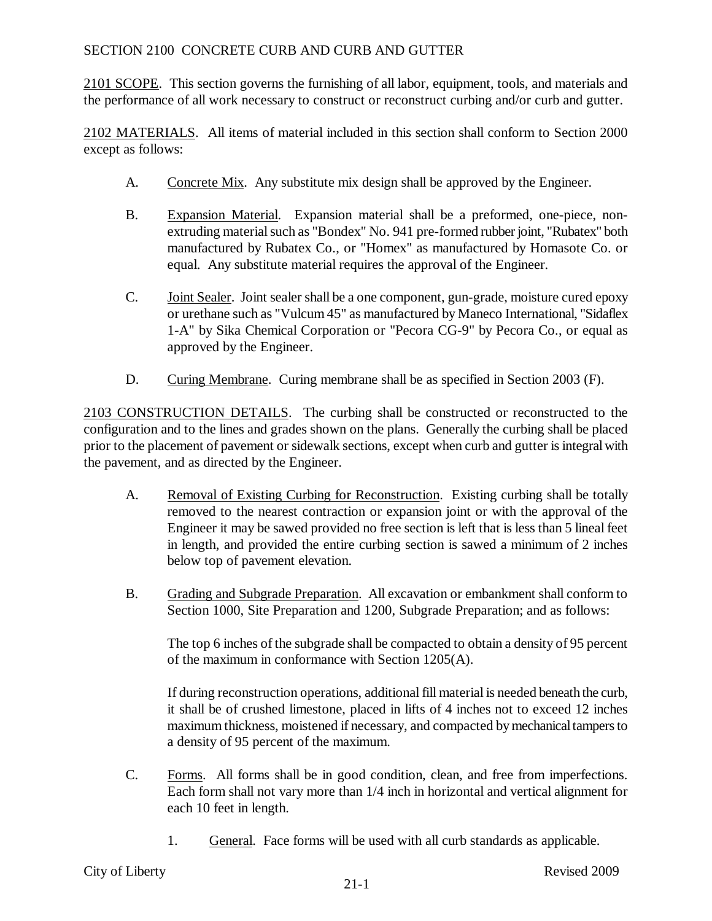# SECTION 2100 CONCRETE CURB AND CURB AND GUTTER

2101 SCOPE. This section governs the furnishing of all labor, equipment, tools, and materials and the performance of all work necessary to construct or reconstruct curbing and/or curb and gutter.

2102 MATERIALS. All items of material included in this section shall conform to Section 2000 except as follows:

A. Concrete Mix. Any substitute mix design shall be approved by the Engineer.

B. Expansion Material. Expansion material shall be a preformed, one-piece, non-extruding material such as "Bondex" No. 941 pre-formed rubber joint, "Rubatex" both manufactured by Rubatex Co., or "Homex" as manufactured by Homasote Co. or equal. Any substitute material requires the approval of the Engineer.

C. Joint Sealer. Joint sealer shall be a one component, gun-grade, moisture cured epoxy or urethane such as "Vulcum 45" as manufactured by Maneco International, "Sidaflex 1-A" by Sika Chemical Corporation or "Pecora CG-9" by Pecora Co., or equal as approved by the Engineer.

D. Curing Membrane. Curing membrane shall be as specified in Section 2003 (F).

2103 CONSTRUCTION DETAILS. The curbing shall be constructed or reconstructed to the configuration and to the lines and grades shown on the plans. Generally the curbing shall be placed prior to the placement of pavement or sidewalk sections, except when curb and gutter is integral with the pavement, and as directed by the Engineer.

A. Removal of Existing Curbing for Reconstruction. Existing curbing shall be totally removed to the nearest contraction or expansion joint or with the approval of the Engineer it may be sawed provided no free section is left that is less than 5 lineal feet in length, and provided the entire curbing section is sawed a minimum of 2 inches below top of pavement elevation.

B. Grading and Subgrade Preparation. All excavation or embankment shall conform to Section 1000, Site Preparation and 1200, Subgrade Preparation; and as follows:

The top 6 inches of the subgrade shall be compacted to obtain a density of 95 percent of the maximum in conformance with Section 1205(A).

If during reconstruction operations, additional fill material is needed beneath the curb, it shall be of crushed limestone, placed in lifts of 4 inches not to exceed 12 inches maximum thickness, moistened if necessary, and compacted by mechanical tampers to a density of 95 percent of the maximum.

C. Forms. All forms shall be in good condition, clean, and free from imperfections. Each form shall not vary more than 1/4 inch in horizontal and vertical alignment for each 10 feet in length.

1. General. Face forms will be used with all curb standards as applicable.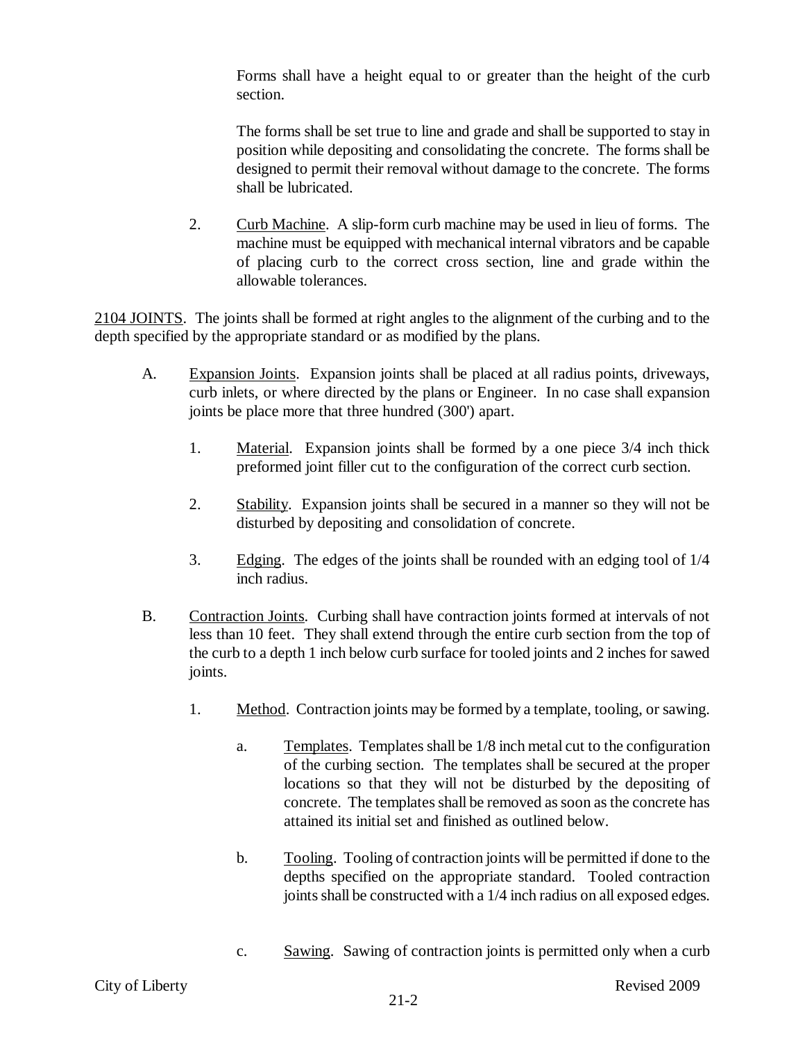Forms shall have a height equal to or greater than the height of the curb section.

The forms shall be set true to line and grade and shall be supported to stay in position while depositing and consolidating the concrete. The forms shall be designed to permit their removal without damage to the concrete. The forms shall be lubricated.

2. Curb Machine. A slip-form curb machine may be used in lieu of forms. The machine must be equipped with mechanical internal vibrators and be capable of placing curb to the correct cross section, line and grade within the allowable tolerances.

2104 JOINTS. The joints shall be formed at right angles to the alignment of the curbing and to the depth specified by the appropriate standard or as modified by the plans.

A. Expansion Joints. Expansion joints shall be placed at all radius points, driveways, curb inlets, or where directed by the plans or Engineer. In no case shall expansion joints be place more that three hundred (300') apart.

1. Material. Expansion joints shall be formed by a one piece 3/4 inch thick preformed joint filler cut to the configuration of the correct curb section.

2. Stability. Expansion joints shall be secured in a manner so they will not be disturbed by depositing and consolidation of concrete.

3. Edging. The edges of the joints shall be rounded with an edging tool of 1/4 inch radius.

B. Contraction Joints. Curbing shall have contraction joints formed at intervals of not less than 10 feet. They shall extend through the entire curb section from the top of the curb to a depth 1 inch below curb surface for tooled joints and 2 inches for sawed joints.

1. Method. Contraction joints may be formed by a template, tooling, or sawing.

a. Templates. Templates shall be 1/8 inch metal cut to the configuration of the curbing section. The templates shall be secured at the proper locations so that they will not be disturbed by the depositing of concrete. The templates shall be removed as soon as the concrete has attained its initial set and finished as outlined below.

b. Tooling. Tooling of contraction joints will be permitted if done to the depths specified on the appropriate standard. Tooled contraction joints shall be constructed with a 1/4 inch radius on all exposed edges.

c. Sawing. Sawing of contraction joints is permitted only when a curb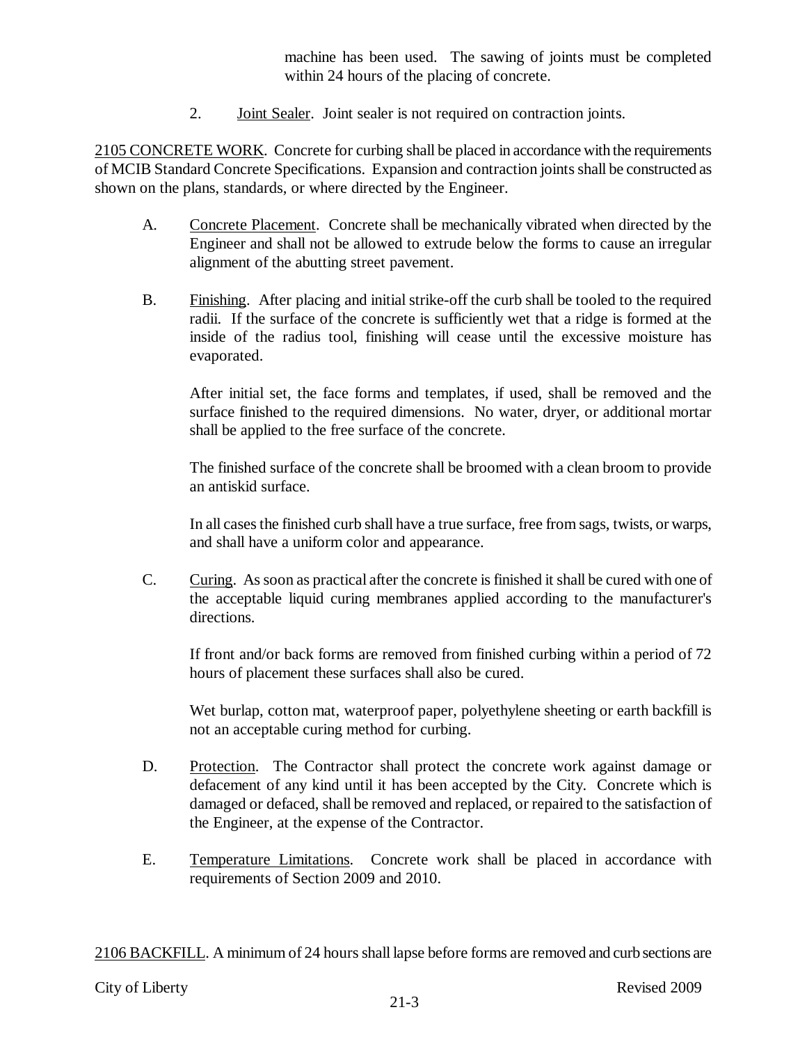machine has been used. The sawing of joints must be completed within 24 hours of the placing of concrete.

2. Joint Sealer. Joint sealer is not required on contraction joints.

2105 CONCRETE WORK. Concrete for curbing shall be placed in accordance with the requirements of MCIB Standard Concrete Specifications. Expansion and contraction joints shall be constructed as shown on the plans, standards, or where directed by the Engineer.

A. Concrete Placement. Concrete shall be mechanically vibrated when directed by the Engineer and shall not be allowed to extrude below the forms to cause an irregular alignment of the abutting street pavement.

B. Finishing. After placing and initial strike-off the curb shall be tooled to the required radii. If the surface of the concrete is sufficiently wet that a ridge is formed at the inside of the radius tool, finishing will cease until the excessive moisture has evaporated.

After initial set, the face forms and templates, if used, shall be removed and the surface finished to the required dimensions. No water, dryer, or additional mortar shall be applied to the free surface of the concrete.

The finished surface of the concrete shall be broomed with a clean broom to provide an antiskid surface.

In all cases the finished curb shall have a true surface, free from sags, twists, or warps, and shall have a uniform color and appearance.

C. Curing. As soon as practical after the concrete is finished it shall be cured with one of the acceptable liquid curing membranes applied according to the manufacturer's directions.

If front and/or back forms are removed from finished curbing within a period of 72 hours of placement these surfaces shall also be cured.

Wet burlap, cotton mat, waterproof paper, polyethylene sheeting or earth backfill is not an acceptable curing method for curbing.

D. Protection. The Contractor shall protect the concrete work against damage or defacement of any kind until it has been accepted by the City. Concrete which is damaged or defaced, shall be removed and replaced, or repaired to the satisfaction of the Engineer, at the expense of the Contractor.

E. Temperature Limitations. Concrete work shall be placed in accordance with requirements of Section 2009 and 2010.

2106 BACKFILL. A minimum of 24 hours shall lapse before forms are removed and curb sections are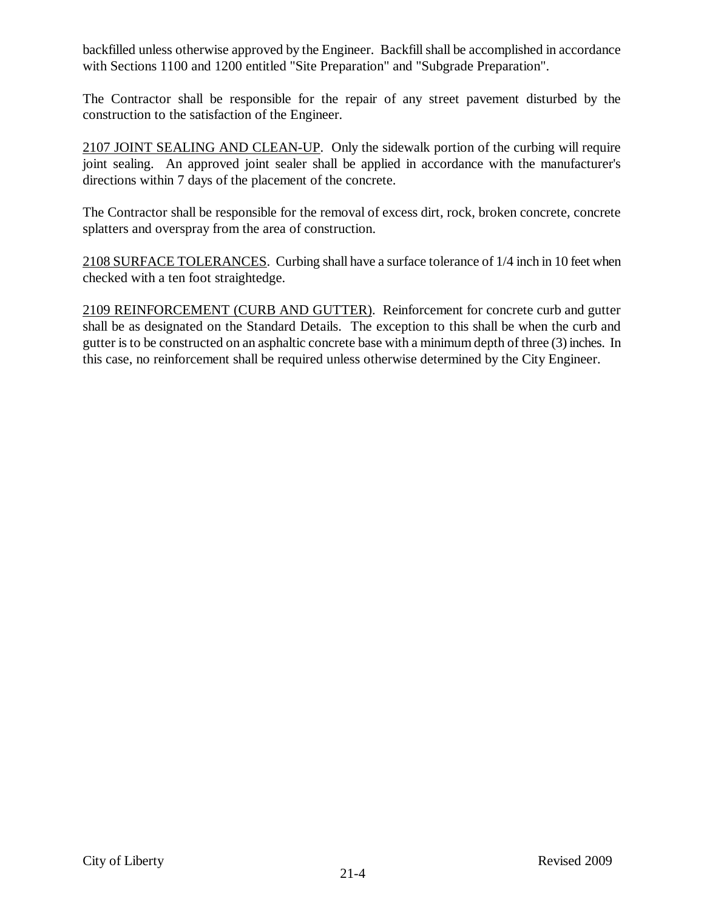backfilled unless otherwise approved by the Engineer. Backfill shall be accomplished in accordance with Sections 1100 and 1200 entitled "Site Preparation" and "Subgrade Preparation".

The Contractor shall be responsible for the repair of any street pavement disturbed by the construction to the satisfaction of the Engineer.

2107 JOINT SEALING AND CLEAN-UP. Only the sidewalk portion of the curbing will require joint sealing. An approved joint sealer shall be applied in accordance with the manufacturer's directions within 7 days of the placement of the concrete.

The Contractor shall be responsible for the removal of excess dirt, rock, broken concrete, concrete splatters and overspray from the area of construction.

2108 SURFACE TOLERANCES. Curbing shall have a surface tolerance of 1/4 inch in 10 feet when checked with a ten foot straightedge.

2109 REINFORCEMENT (CURB AND GUTTER). Reinforcement for concrete curb and gutter shall be as designated on the Standard Details. The exception to this shall be when the curb and gutter is to be constructed on an asphaltic concrete base with a minimum depth of three (3) inches. In this case, no reinforcement shall be required unless otherwise determined by the City Engineer.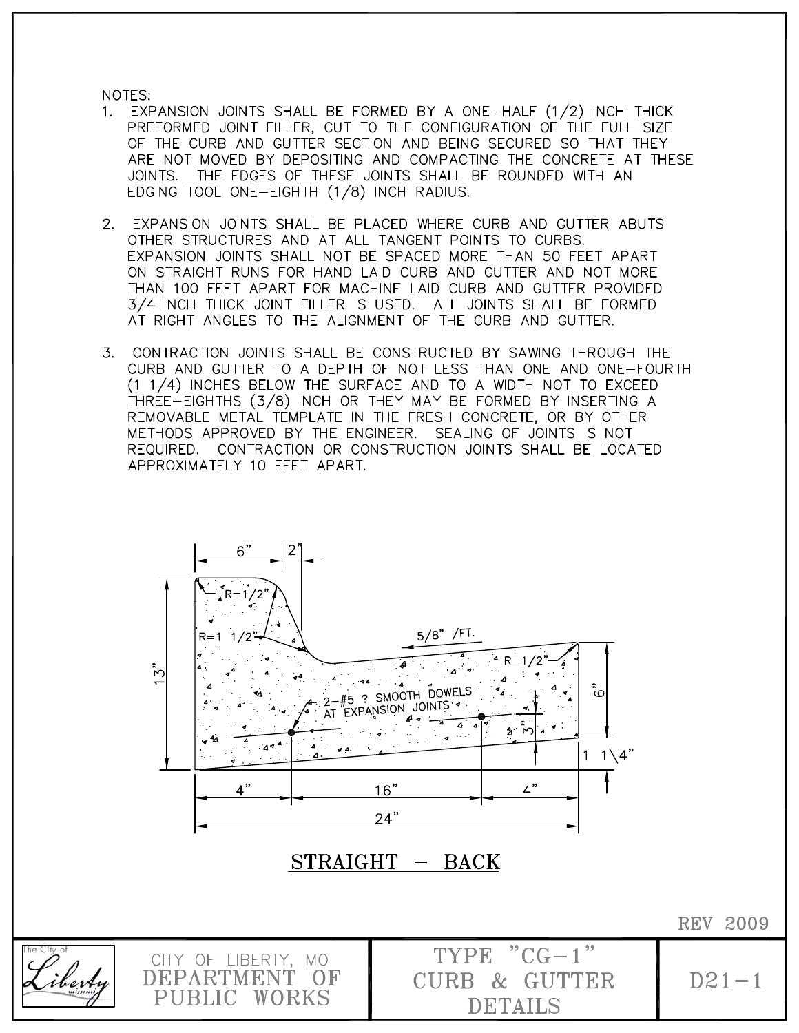NOTES:

1. EXPANSION JOINTS SHALL BE FORMED BY A ONE-HALF (1/2) INCH THICK PREFORMED JOINT FILLER, CUT TO THE CONFIGURATION OF THE FULL SIZE OF THE CURB AND GUTTER SECTION AND BEING SECURED SO THAT THEY ARE NOT MOVED BY DEPOSITING AND COMPACTING THE CONCRETE AT THESE JOINTS. THE EDGES OF THESE JOINTS SHALL BE ROUNDED WITH AN EDGING TOOL ONE-EIGHTH (1/8) INCH RADIUS.

2. EXPANSION JOINTS SHALL BE PLACED WHERE CURB AND GUTTER ABUTS OTHER STRUCTURES AND AT ALL TANGENT POINTS TO CURBS. EXPANSION JOINTS SHALL NOT BE SPACED MORE THAN 50 FEET APART ON STRAIGHT RUNS FOR HAND LAID CURB AND GUTTER AND NOT MORE THAN 100 FEET APART FOR MACHINE LAID CURB AND GUTTER PROVIDED 3/4 INCH THICK JOINT FILLER IS USED. ALL JOINTS SHALL BE FORMED AT RIGHT ANGLES TO THE ALIGNMENT OF THE CURB AND GUTTER.

3. CONTRACTION JOINTS SHALL BE CONSTRUCTED BY SAWING THROUGH THE CURB AND GUTTER TO A DEPTH OF NOT LESS THAN ONE AND ONE-FOURTH (1 1/4) INCHES BELOW THE SURFACE AND TO A WIDTH NOT TO EXCEED THREE-EIGHTHS (3/8) INCH OR THEY MAY BE FORMED BY INSERTING A REMOVABLE METAL TEMPLATE IN THE FRESH CONCRETE, OR BY OTHER METHODS APPROVED BY THE ENGINEER. SEALING OF JOINTS IS NOT REQUIRED. CONTRACTION OR CONSTRUCTION JOINTS SHALL BE LOCATED APPROXIMATELY 10 FEET APART.

6" | 2" | R=1/2" | R=1 1/2" | 5/8" /FT. | R=1/2" | 13" | 6" | 2-#5 ? SMOOTH DOWELS AT EXPANSION JOINTS | 3" | 1 1\4" | 4" | 16" | 4" | 24"

## STRAIGHT - BACK

REV 2009

| CITY OF LIBERTY, MO DEPARTMENT OF PUBLIC WORKS | TYPE "CG-1" CURB & GUTTER DETAILS | D21-1 |
| --- | --- | --- |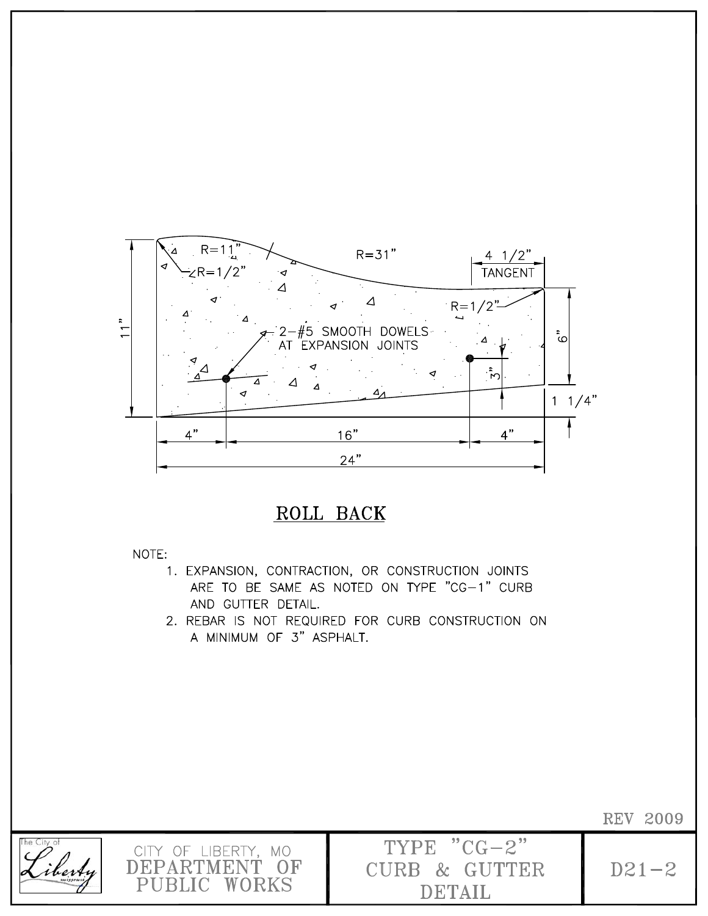R=11"

R=1/2"

R=31"

4 1/2"
TANGENT

R=1/2"

2-#5 SMOOTH DOWELS
AT EXPANSION JOINTS

11"

6"

3"

1 1/4"

4"    16"    4"

24"

## ROLL BACK

NOTE:

1. EXPANSION, CONTRACTION, OR CONSTRUCTION JOINTS ARE TO BE SAME AS NOTED ON TYPE "CG-1" CURB AND GUTTER DETAIL.
2. REBAR IS NOT REQUIRED FOR CURB CONSTRUCTION ON A MINIMUM OF 3" ASPHALT.

REV 2009

| CITY OF LIBERTY, MO DEPARTMENT OF PUBLIC WORKS | TYPE "CG-2" CURB & GUTTER DETAIL | D21-2 |
| --- | --- | --- |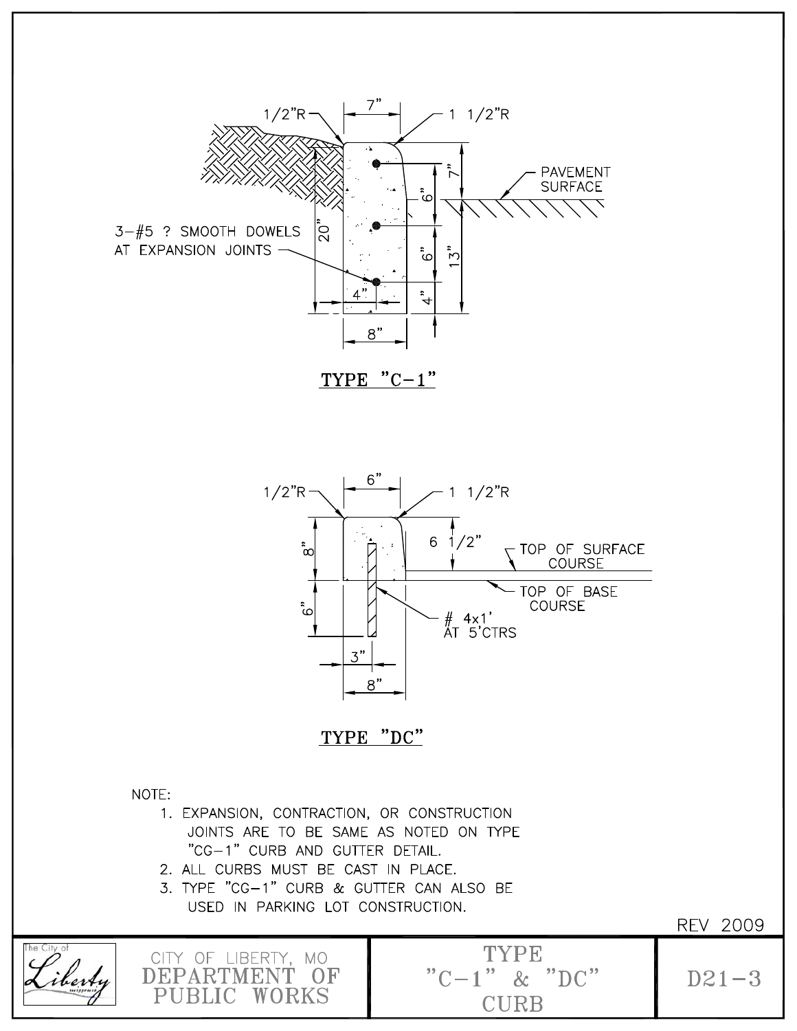1/2"R

7"

1 1/2"R

7"

PAVEMENT SURFACE

6"

3-#5 ? SMOOTH DOWELS AT EXPANSION JOINTS

20"

6"

13"

4"

4"

8"

TYPE "C-1"

1/2"R

6"

1 1/2"R

6 1/2"

TOP OF SURFACE COURSE

8"

TOP OF BASE COURSE

6"

# 4x1' AT 5'CTRS

3"

8"

TYPE "DC"

NOTE:

1. EXPANSION, CONTRACTION, OR CONSTRUCTION JOINTS ARE TO BE SAME AS NOTED ON TYPE "CG-1" CURB AND GUTTER DETAIL.
2. ALL CURBS MUST BE CAST IN PLACE.
3. TYPE "CG-1" CURB & GUTTER CAN ALSO BE USED IN PARKING LOT CONSTRUCTION.

REV 2009

| | | |
|---|---|---|
| CITY OF LIBERTY, MO DEPARTMENT OF PUBLIC WORKS | TYPE "C-1" & "DC" CURB | D21-3 |